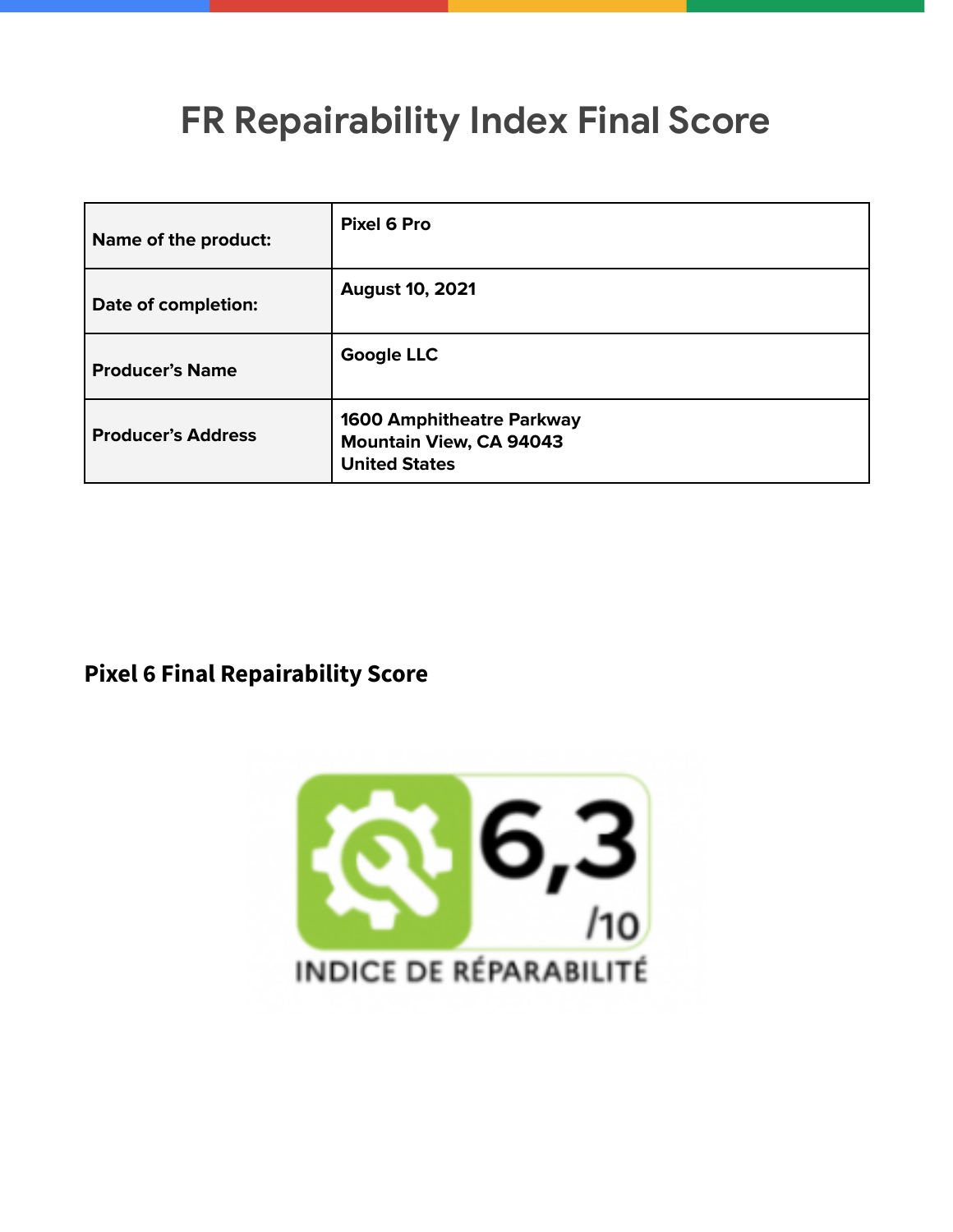# FR Repairability Index Final Score

| | |
|---|---|
| **Name of the product:** | **Pixel 6 Pro** |
| **Date of completion:** | **August 10, 2021** |
| **Producer's Name** | **Google LLC** |
| **Producer's Address** | **1600 Amphitheatre Parkway<br>Mountain View, CA 94043<br>United States** |

## Pixel 6 Final Repairability Score

6,3 /10

INDICE DE RÉPARABILITÉ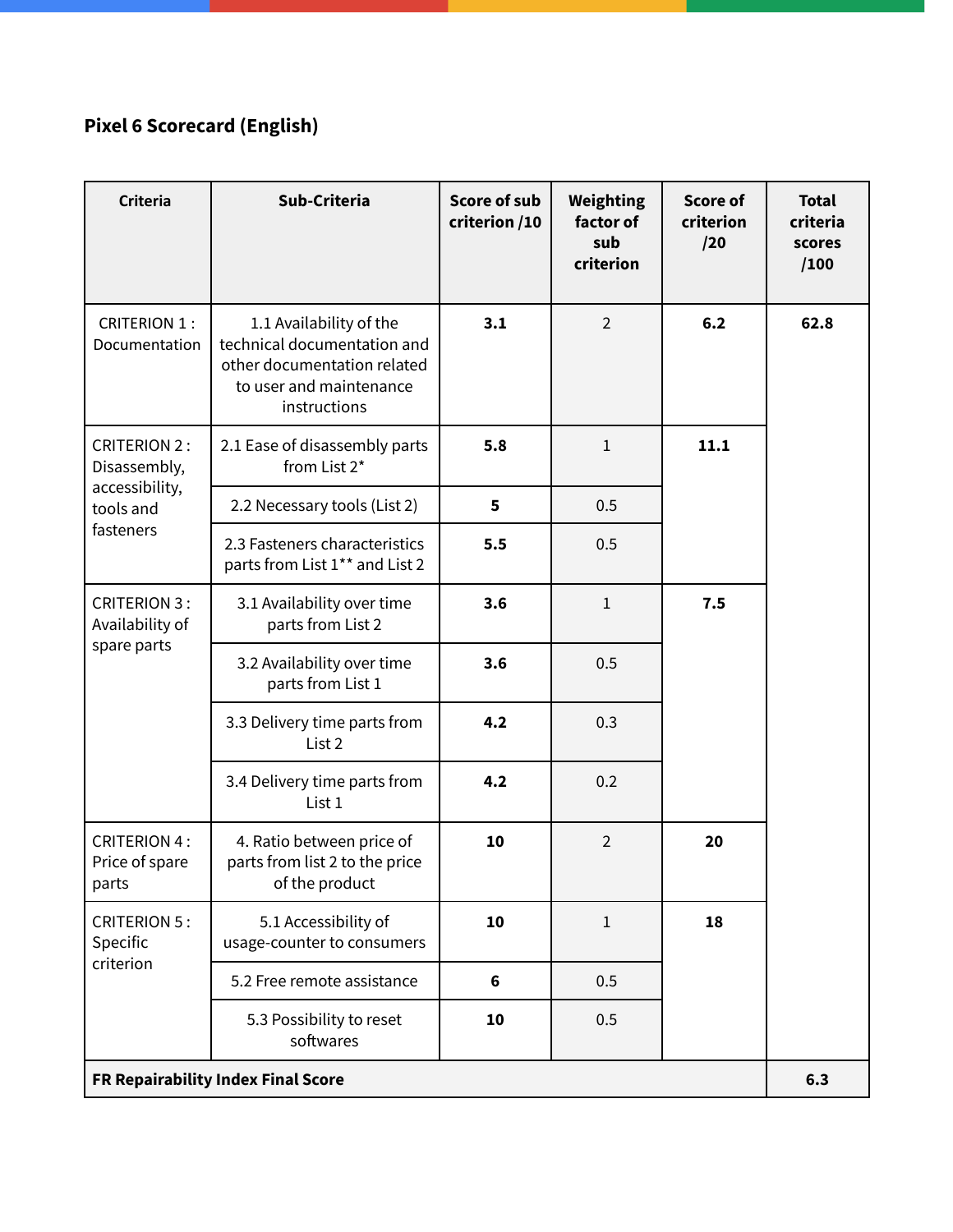## Pixel 6 Scorecard (English)

| Criteria | Sub-Criteria | Score of sub criterion /10 | Weighting factor of sub criterion | Score of criterion /20 | Total criteria scores /100 |
|---|---|---|---|---|---|
| CRITERION 1 : Documentation | 1.1 Availability of the technical documentation and other documentation related to user and maintenance instructions | **3.1** | 2 | **6.2** | **62.8** |
| CRITERION 2 : Disassembly, accessibility, tools and fasteners | 2.1 Ease of disassembly parts from List 2* | **5.8** | 1 | **11.1** | |
| | 2.2 Necessary tools (List 2) | **5** | 0.5 | | |
| | 2.3 Fasteners characteristics parts from List 1** and List 2 | **5.5** | 0.5 | | |
| CRITERION 3 : Availability of spare parts | 3.1 Availability over time parts from List 2 | **3.6** | 1 | **7.5** | |
| | 3.2 Availability over time parts from List 1 | **3.6** | 0.5 | | |
| | 3.3 Delivery time parts from List 2 | **4.2** | 0.3 | | |
| | 3.4 Delivery time parts from List 1 | **4.2** | 0.2 | | |
| CRITERION 4 : Price of spare parts | 4. Ratio between price of parts from list 2 to the price of the product | **10** | 2 | **20** | |
| CRITERION 5 : Specific criterion | 5.1 Accessibility of usage-counter to consumers | **10** | 1 | **18** | |
| | 5.2 Free remote assistance | **6** | 0.5 | | |
| | 5.3 Possibility to reset softwares | **10** | 0.5 | | |
| **FR Repairability Index Final Score** | | | | | **6.3** |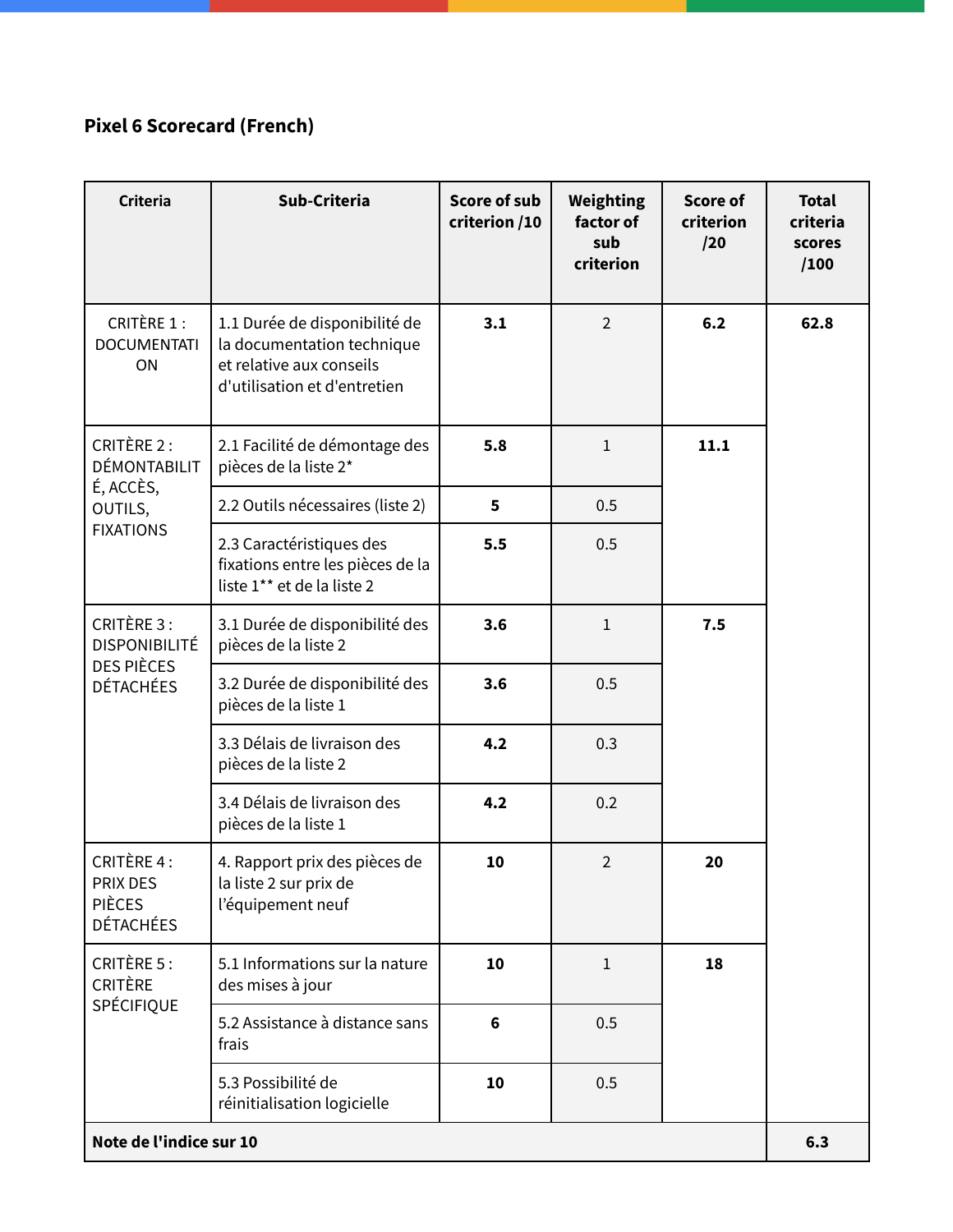**Pixel 6 Scorecard (French)**

| Criteria | Sub-Criteria | Score of sub criterion /10 | Weighting factor of sub criterion | Score of criterion /20 | Total criteria scores /100 |
|---|---|---|---|---|---|
| CRITÈRE 1 : DOCUMENTATION | 1.1 Durée de disponibilité de la documentation technique et relative aux conseils d'utilisation et d'entretien | **3.1** | 2 | **6.2** | **62.8** |
| CRITÈRE 2 : DÉMONTABILITÉ, ACCÈS, OUTILS, FIXATIONS | 2.1 Facilité de démontage des pièces de la liste 2* | **5.8** | 1 | **11.1** | |
| | 2.2 Outils nécessaires (liste 2) | **5** | 0.5 | | |
| | 2.3 Caractéristiques des fixations entre les pièces de la liste 1** et de la liste 2 | **5.5** | 0.5 | | |
| CRITÈRE 3 : DISPONIBILITÉ DES PIÈCES DÉTACHÉES | 3.1 Durée de disponibilité des pièces de la liste 2 | **3.6** | 1 | **7.5** | |
| | 3.2 Durée de disponibilité des pièces de la liste 1 | **3.6** | 0.5 | | |
| | 3.3 Délais de livraison des pièces de la liste 2 | **4.2** | 0.3 | | |
| | 3.4 Délais de livraison des pièces de la liste 1 | **4.2** | 0.2 | | |
| CRITÈRE 4 : PRIX DES PIÈCES DÉTACHÉES | 4. Rapport prix des pièces de la liste 2 sur prix de l'équipement neuf | **10** | 2 | **20** | |
| CRITÈRE 5 : CRITÈRE SPÉCIFIQUE | 5.1 Informations sur la nature des mises à jour | **10** | 1 | **18** | |
| | 5.2 Assistance à distance sans frais | **6** | 0.5 | | |
| | 5.3 Possibilité de réinitialisation logicielle | **10** | 0.5 | | |
| **Note de l'indice sur 10** | | | | | **6.3** |